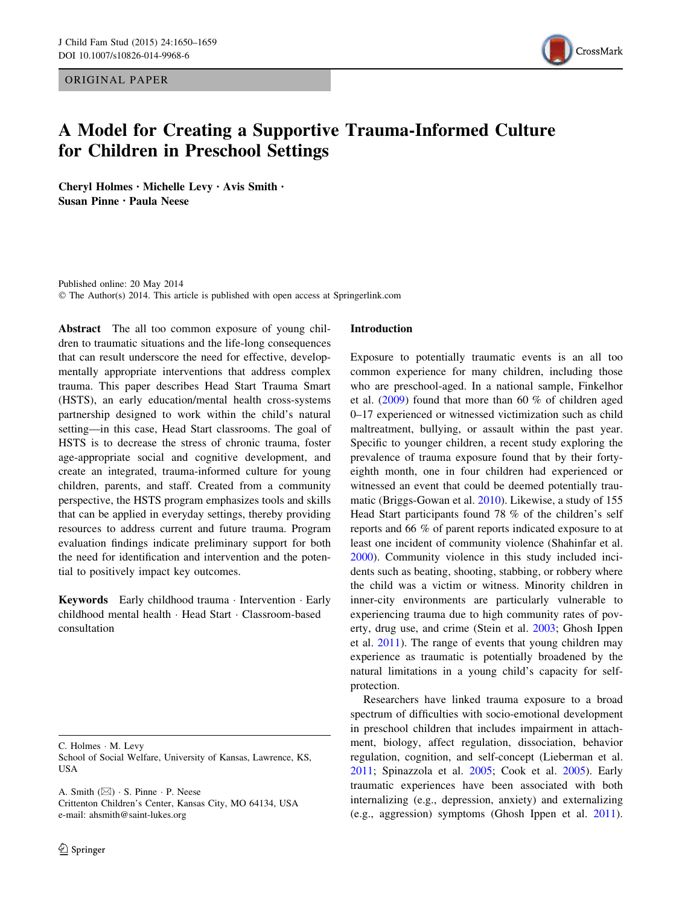ORIGINAL PAPER

# A Model for Creating a Supportive Trauma-Informed Culture for Children in Preschool Settings

**Cheryl Holmes · Michelle Levy · Avis Smith · Susan Pinne · Paula Neese**

Published online: 20 May 2014
© The Author(s) 2014. This article is published with open access at Springerlink.com

**Abstract** The all too common exposure of young children to traumatic situations and the life-long consequences that can result underscore the need for effective, developmentally appropriate interventions that address complex trauma. This paper describes Head Start Trauma Smart (HSTS), an early education/mental health cross-systems partnership designed to work within the child's natural setting—in this case, Head Start classrooms. The goal of HSTS is to decrease the stress of chronic trauma, foster age-appropriate social and cognitive development, and create an integrated, trauma-informed culture for young children, parents, and staff. Created from a community perspective, the HSTS program emphasizes tools and skills that can be applied in everyday settings, thereby providing resources to address current and future trauma. Program evaluation findings indicate preliminary support for both the need for identification and intervention and the potential to positively impact key outcomes.

**Keywords** Early childhood trauma · Intervention · Early childhood mental health · Head Start · Classroom-based consultation

C. Holmes · M. Levy
School of Social Welfare, University of Kansas, Lawrence, KS, USA

A. Smith (✉) · S. Pinne · P. Neese
Crittenton Children's Center, Kansas City, MO 64134, USA
e-mail: ahsmith@saint-lukes.org

## Introduction

Exposure to potentially traumatic events is an all too common experience for many children, including those who are preschool-aged. In a national sample, Finkelhor et al. (2009) found that more than 60 % of children aged 0–17 experienced or witnessed victimization such as child maltreatment, bullying, or assault within the past year. Specific to younger children, a recent study exploring the prevalence of trauma exposure found that by their forty-eighth month, one in four children had experienced or witnessed an event that could be deemed potentially traumatic (Briggs-Gowan et al. 2010). Likewise, a study of 155 Head Start participants found 78 % of the children's self reports and 66 % of parent reports indicated exposure to at least one incident of community violence (Shahinfar et al. 2000). Community violence in this study included incidents such as beating, shooting, stabbing, or robbery where the child was a victim or witness. Minority children in inner-city environments are particularly vulnerable to experiencing trauma due to high community rates of poverty, drug use, and crime (Stein et al. 2003; Ghosh Ippen et al. 2011). The range of events that young children may experience as traumatic is potentially broadened by the natural limitations in a young child's capacity for self-protection.

Researchers have linked trauma exposure to a broad spectrum of difficulties with socio-emotional development in preschool children that includes impairment in attachment, biology, affect regulation, dissociation, behavior regulation, cognition, and self-concept (Lieberman et al. 2011; Spinazzola et al. 2005; Cook et al. 2005). Early traumatic experiences have been associated with both internalizing (e.g., depression, anxiety) and externalizing (e.g., aggression) symptoms (Ghosh Ippen et al. 2011).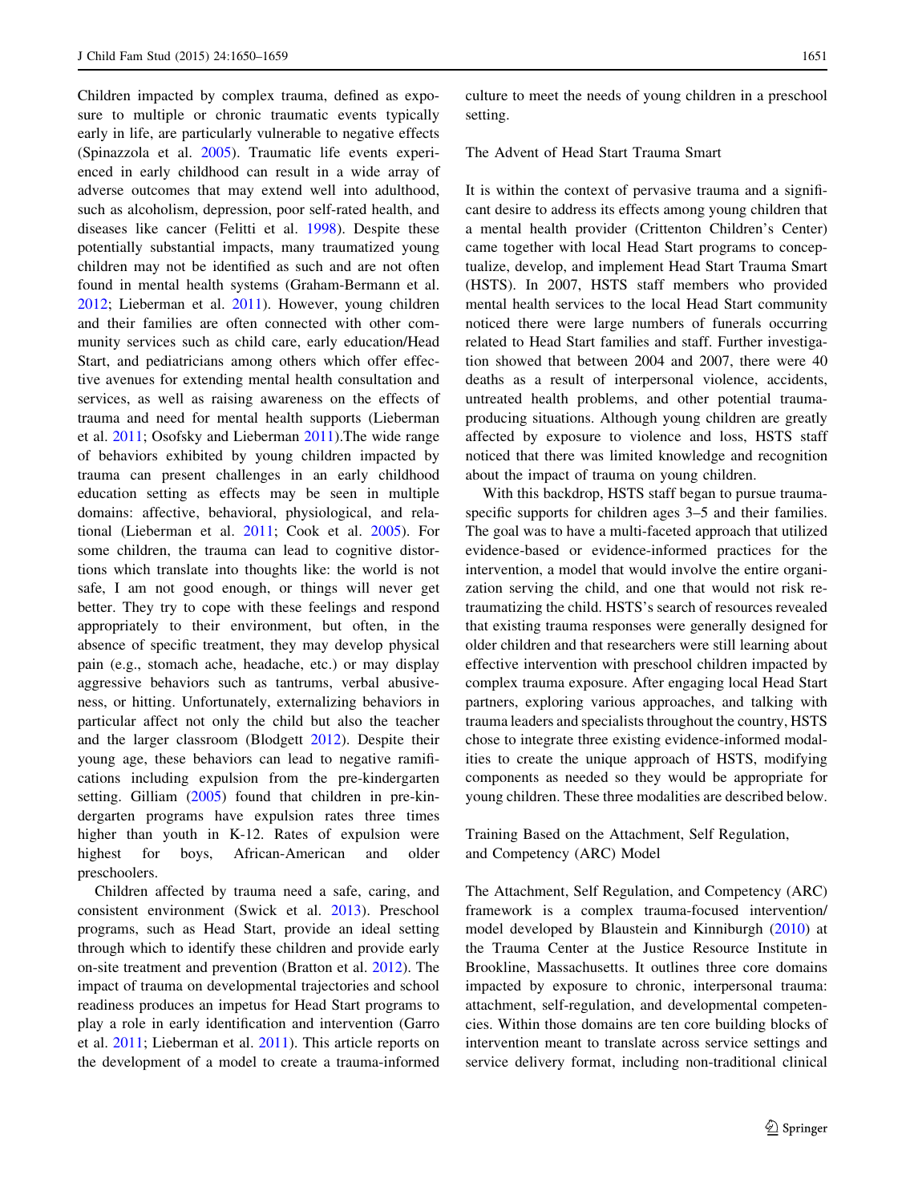Children impacted by complex trauma, defined as exposure to multiple or chronic traumatic events typically early in life, are particularly vulnerable to negative effects (Spinazzola et al. 2005). Traumatic life events experienced in early childhood can result in a wide array of adverse outcomes that may extend well into adulthood, such as alcoholism, depression, poor self-rated health, and diseases like cancer (Felitti et al. 1998). Despite these potentially substantial impacts, many traumatized young children may not be identified as such and are not often found in mental health systems (Graham-Bermann et al. 2012; Lieberman et al. 2011). However, young children and their families are often connected with other community services such as child care, early education/Head Start, and pediatricians among others which offer effective avenues for extending mental health consultation and services, as well as raising awareness on the effects of trauma and need for mental health supports (Lieberman et al. 2011; Osofsky and Lieberman 2011).The wide range of behaviors exhibited by young children impacted by trauma can present challenges in an early childhood education setting as effects may be seen in multiple domains: affective, behavioral, physiological, and relational (Lieberman et al. 2011; Cook et al. 2005). For some children, the trauma can lead to cognitive distortions which translate into thoughts like: the world is not safe, I am not good enough, or things will never get better. They try to cope with these feelings and respond appropriately to their environment, but often, in the absence of specific treatment, they may develop physical pain (e.g., stomach ache, headache, etc.) or may display aggressive behaviors such as tantrums, verbal abusiveness, or hitting. Unfortunately, externalizing behaviors in particular affect not only the child but also the teacher and the larger classroom (Blodgett 2012). Despite their young age, these behaviors can lead to negative ramifications including expulsion from the pre-kindergarten setting. Gilliam (2005) found that children in pre-kindergarten programs have expulsion rates three times higher than youth in K-12. Rates of expulsion were highest for boys, African-American and older preschoolers.

Children affected by trauma need a safe, caring, and consistent environment (Swick et al. 2013). Preschool programs, such as Head Start, provide an ideal setting through which to identify these children and provide early on-site treatment and prevention (Bratton et al. 2012). The impact of trauma on developmental trajectories and school readiness produces an impetus for Head Start programs to play a role in early identification and intervention (Garro et al. 2011; Lieberman et al. 2011). This article reports on the development of a model to create a trauma-informed culture to meet the needs of young children in a preschool setting.

## The Advent of Head Start Trauma Smart

It is within the context of pervasive trauma and a significant desire to address its effects among young children that a mental health provider (Crittenton Children's Center) came together with local Head Start programs to conceptualize, develop, and implement Head Start Trauma Smart (HSTS). In 2007, HSTS staff members who provided mental health services to the local Head Start community noticed there were large numbers of funerals occurring related to Head Start families and staff. Further investigation showed that between 2004 and 2007, there were 40 deaths as a result of interpersonal violence, accidents, untreated health problems, and other potential trauma-producing situations. Although young children are greatly affected by exposure to violence and loss, HSTS staff noticed that there was limited knowledge and recognition about the impact of trauma on young children.

With this backdrop, HSTS staff began to pursue trauma-specific supports for children ages 3–5 and their families. The goal was to have a multi-faceted approach that utilized evidence-based or evidence-informed practices for the intervention, a model that would involve the entire organization serving the child, and one that would not risk re-traumatizing the child. HSTS's search of resources revealed that existing trauma responses were generally designed for older children and that researchers were still learning about effective intervention with preschool children impacted by complex trauma exposure. After engaging local Head Start partners, exploring various approaches, and talking with trauma leaders and specialists throughout the country, HSTS chose to integrate three existing evidence-informed modalities to create the unique approach of HSTS, modifying components as needed so they would be appropriate for young children. These three modalities are described below.

## Training Based on the Attachment, Self Regulation, and Competency (ARC) Model

The Attachment, Self Regulation, and Competency (ARC) framework is a complex trauma-focused intervention/model developed by Blaustein and Kinniburgh (2010) at the Trauma Center at the Justice Resource Institute in Brookline, Massachusetts. It outlines three core domains impacted by exposure to chronic, interpersonal trauma: attachment, self-regulation, and developmental competencies. Within those domains are ten core building blocks of intervention meant to translate across service settings and service delivery format, including non-traditional clinical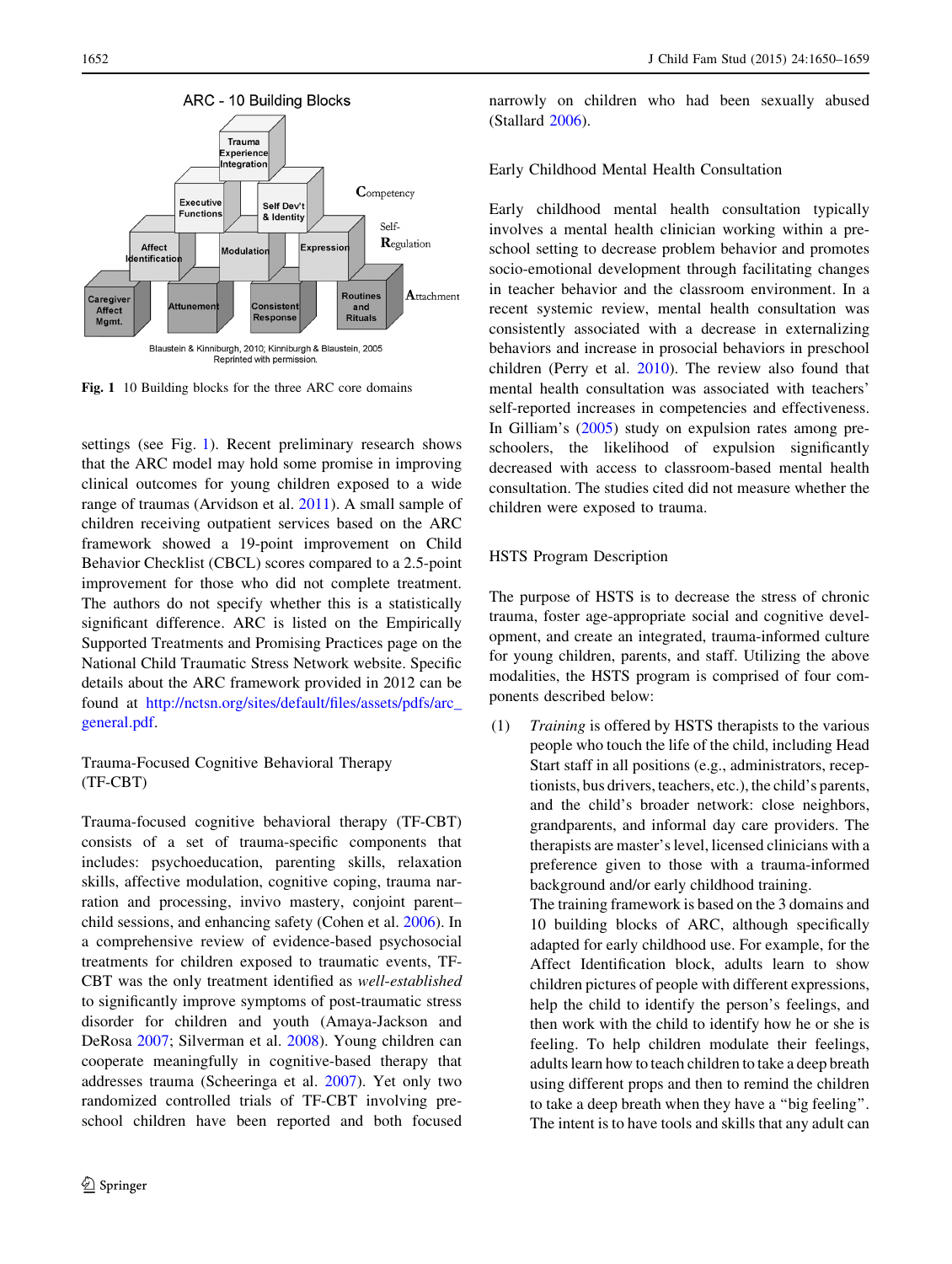ARC - 10 Building Blocks

Trauma Experience Integration

Executive Functions | Self Dev't & Identity — Competency

Affect Identification | Modulation | Expression — Self-Regulation

Caregiver Affect Mgmt. | Attunement | Consistent Response | Routines and Rituals — Attachment

Blaustein & Kinniburgh, 2010; Kinniburgh & Blaustein, 2005
Reprinted with permission.

**Fig. 1** 10 Building blocks for the three ARC core domains

settings (see Fig. 1). Recent preliminary research shows that the ARC model may hold some promise in improving clinical outcomes for young children exposed to a wide range of traumas (Arvidson et al. 2011). A small sample of children receiving outpatient services based on the ARC framework showed a 19-point improvement on Child Behavior Checklist (CBCL) scores compared to a 2.5-point improvement for those who did not complete treatment. The authors do not specify whether this is a statistically significant difference. ARC is listed on the Empirically Supported Treatments and Promising Practices page on the National Child Traumatic Stress Network website. Specific details about the ARC framework provided in 2012 can be found at http://nctsn.org/sites/default/files/assets/pdfs/arc_general.pdf.

## Trauma-Focused Cognitive Behavioral Therapy (TF-CBT)

Trauma-focused cognitive behavioral therapy (TF-CBT) consists of a set of trauma-specific components that includes: psychoeducation, parenting skills, relaxation skills, affective modulation, cognitive coping, trauma narration and processing, invivo mastery, conjoint parent–child sessions, and enhancing safety (Cohen et al. 2006). In a comprehensive review of evidence-based psychosocial treatments for children exposed to traumatic events, TF-CBT was the only treatment identified as *well-established* to significantly improve symptoms of post-traumatic stress disorder for children and youth (Amaya-Jackson and DeRosa 2007; Silverman et al. 2008). Young children can cooperate meaningfully in cognitive-based therapy that addresses trauma (Scheeringa et al. 2007). Yet only two randomized controlled trials of TF-CBT involving preschool children have been reported and both focused narrowly on children who had been sexually abused (Stallard 2006).

## Early Childhood Mental Health Consultation

Early childhood mental health consultation typically involves a mental health clinician working within a preschool setting to decrease problem behavior and promotes socio-emotional development through facilitating changes in teacher behavior and the classroom environment. In a recent systemic review, mental health consultation was consistently associated with a decrease in externalizing behaviors and increase in prosocial behaviors in preschool children (Perry et al. 2010). The review also found that mental health consultation was associated with teachers' self-reported increases in competencies and effectiveness. In Gilliam's (2005) study on expulsion rates among preschoolers, the likelihood of expulsion significantly decreased with access to classroom-based mental health consultation. The studies cited did not measure whether the children were exposed to trauma.

## HSTS Program Description

The purpose of HSTS is to decrease the stress of chronic trauma, foster age-appropriate social and cognitive development, and create an integrated, trauma-informed culture for young children, parents, and staff. Utilizing the above modalities, the HSTS program is comprised of four components described below:

(1) *Training* is offered by HSTS therapists to the various people who touch the life of the child, including Head Start staff in all positions (e.g., administrators, receptionists, bus drivers, teachers, etc.), the child's parents, and the child's broader network: close neighbors, grandparents, and informal day care providers. The therapists are master's level, licensed clinicians with a preference given to those with a trauma-informed background and/or early childhood training.

The training framework is based on the 3 domains and 10 building blocks of ARC, although specifically adapted for early childhood use. For example, for the Affect Identification block, adults learn to show children pictures of people with different expressions, help the child to identify the person's feelings, and then work with the child to identify how he or she is feeling. To help children modulate their feelings, adults learn how to teach children to take a deep breath using different props and then to remind the children to take a deep breath when they have a "big feeling". The intent is to have tools and skills that any adult can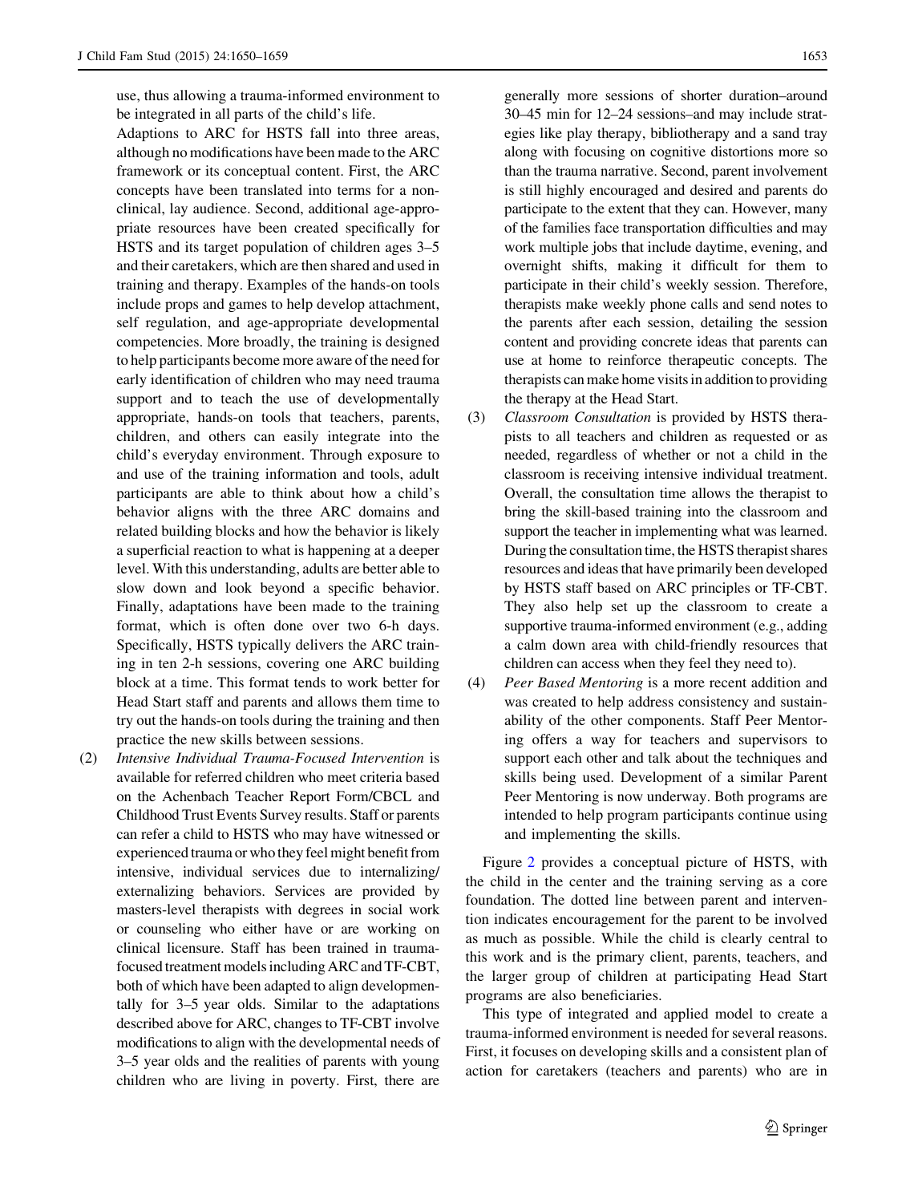use, thus allowing a trauma-informed environment to be integrated in all parts of the child's life.

Adaptions to ARC for HSTS fall into three areas, although no modifications have been made to the ARC framework or its conceptual content. First, the ARC concepts have been translated into terms for a non-clinical, lay audience. Second, additional age-appropriate resources have been created specifically for HSTS and its target population of children ages 3–5 and their caretakers, which are then shared and used in training and therapy. Examples of the hands-on tools include props and games to help develop attachment, self regulation, and age-appropriate developmental competencies. More broadly, the training is designed to help participants become more aware of the need for early identification of children who may need trauma support and to teach the use of developmentally appropriate, hands-on tools that teachers, parents, children, and others can easily integrate into the child's everyday environment. Through exposure to and use of the training information and tools, adult participants are able to think about how a child's behavior aligns with the three ARC domains and related building blocks and how the behavior is likely a superficial reaction to what is happening at a deeper level. With this understanding, adults are better able to slow down and look beyond a specific behavior. Finally, adaptations have been made to the training format, which is often done over two 6-h days. Specifically, HSTS typically delivers the ARC training in ten 2-h sessions, covering one ARC building block at a time. This format tends to work better for Head Start staff and parents and allows them time to try out the hands-on tools during the training and then practice the new skills between sessions.

(2) *Intensive Individual Trauma-Focused Intervention* is available for referred children who meet criteria based on the Achenbach Teacher Report Form/CBCL and Childhood Trust Events Survey results. Staff or parents can refer a child to HSTS who may have witnessed or experienced trauma or who they feel might benefit from intensive, individual services due to internalizing/externalizing behaviors. Services are provided by masters-level therapists with degrees in social work or counseling who either have or are working on clinical licensure. Staff has been trained in trauma-focused treatment models including ARC and TF-CBT, both of which have been adapted to align developmentally for 3–5 year olds. Similar to the adaptations described above for ARC, changes to TF-CBT involve modifications to align with the developmental needs of 3–5 year olds and the realities of parents with young children who are living in poverty. First, there are generally more sessions of shorter duration–around 30–45 min for 12–24 sessions–and may include strategies like play therapy, bibliotherapy and a sand tray along with focusing on cognitive distortions more so than the trauma narrative. Second, parent involvement is still highly encouraged and desired and parents do participate to the extent that they can. However, many of the families face transportation difficulties and may work multiple jobs that include daytime, evening, and overnight shifts, making it difficult for them to participate in their child's weekly session. Therefore, therapists make weekly phone calls and send notes to the parents after each session, detailing the session content and providing concrete ideas that parents can use at home to reinforce therapeutic concepts. The therapists can make home visits in addition to providing the therapy at the Head Start.

(3) *Classroom Consultation* is provided by HSTS therapists to all teachers and children as requested or as needed, regardless of whether or not a child in the classroom is receiving intensive individual treatment. Overall, the consultation time allows the therapist to bring the skill-based training into the classroom and support the teacher in implementing what was learned. During the consultation time, the HSTS therapist shares resources and ideas that have primarily been developed by HSTS staff based on ARC principles or TF-CBT. They also help set up the classroom to create a supportive trauma-informed environment (e.g., adding a calm down area with child-friendly resources that children can access when they feel they need to).

(4) *Peer Based Mentoring* is a more recent addition and was created to help address consistency and sustainability of the other components. Staff Peer Mentoring offers a way for teachers and supervisors to support each other and talk about the techniques and skills being used. Development of a similar Parent Peer Mentoring is now underway. Both programs are intended to help program participants continue using and implementing the skills.

Figure 2 provides a conceptual picture of HSTS, with the child in the center and the training serving as a core foundation. The dotted line between parent and intervention indicates encouragement for the parent to be involved as much as possible. While the child is clearly central to this work and is the primary client, parents, teachers, and the larger group of children at participating Head Start programs are also beneficiaries.

This type of integrated and applied model to create a trauma-informed environment is needed for several reasons. First, it focuses on developing skills and a consistent plan of action for caretakers (teachers and parents) who are in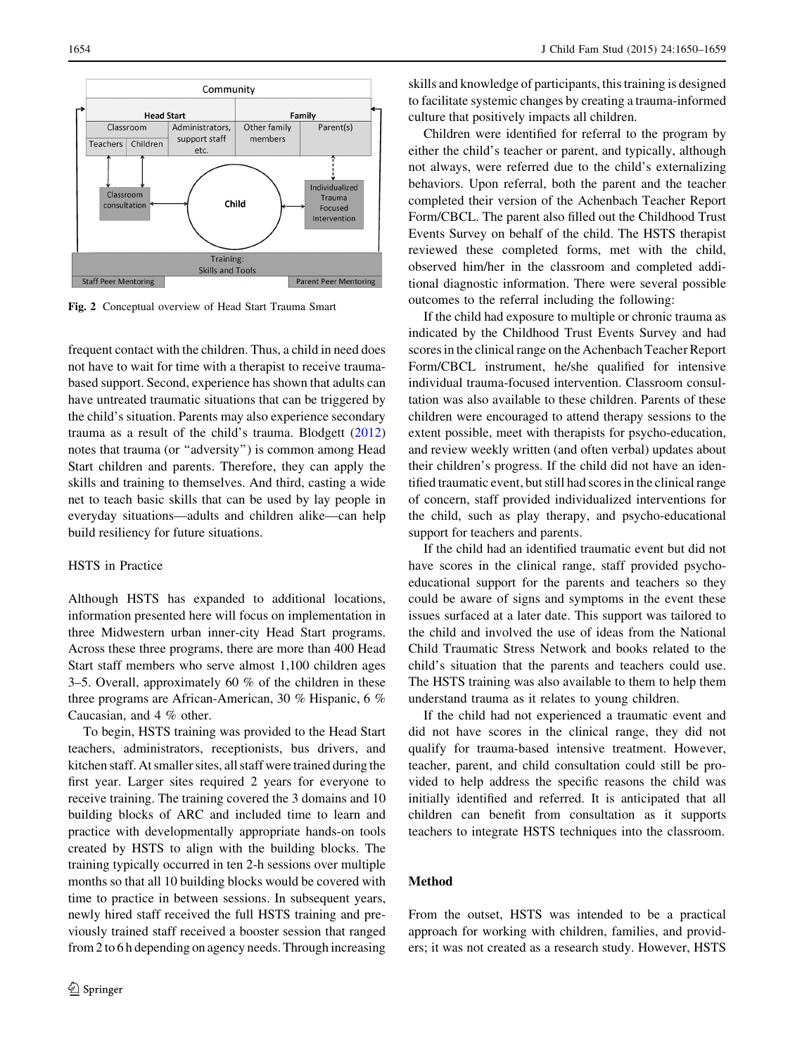Fig. 2 Conceptual overview of Head Start Trauma Smart

frequent contact with the children. Thus, a child in need does not have to wait for time with a therapist to receive trauma-based support. Second, experience has shown that adults can have untreated traumatic situations that can be triggered by the child's situation. Parents may also experience secondary trauma as a result of the child's trauma. Blodgett (2012) notes that trauma (or "adversity") is common among Head Start children and parents. Therefore, they can apply the skills and training to themselves. And third, casting a wide net to teach basic skills that can be used by lay people in everyday situations—adults and children alike—can help build resiliency for future situations.

### HSTS in Practice

Although HSTS has expanded to additional locations, information presented here will focus on implementation in three Midwestern urban inner-city Head Start programs. Across these three programs, there are more than 400 Head Start staff members who serve almost 1,100 children ages 3–5. Overall, approximately 60 % of the children in these three programs are African-American, 30 % Hispanic, 6 % Caucasian, and 4 % other.

To begin, HSTS training was provided to the Head Start teachers, administrators, receptionists, bus drivers, and kitchen staff. At smaller sites, all staff were trained during the first year. Larger sites required 2 years for everyone to receive training. The training covered the 3 domains and 10 building blocks of ARC and included time to learn and practice with developmentally appropriate hands-on tools created by HSTS to align with the building blocks. The training typically occurred in ten 2-h sessions over multiple months so that all 10 building blocks would be covered with time to practice in between sessions. In subsequent years, newly hired staff received the full HSTS training and previously trained staff received a booster session that ranged from 2 to 6 h depending on agency needs. Through increasing skills and knowledge of participants, this training is designed to facilitate systemic changes by creating a trauma-informed culture that positively impacts all children.

Children were identified for referral to the program by either the child's teacher or parent, and typically, although not always, were referred due to the child's externalizing behaviors. Upon referral, both the parent and the teacher completed their version of the Achenbach Teacher Report Form/CBCL. The parent also filled out the Childhood Trust Events Survey on behalf of the child. The HSTS therapist reviewed these completed forms, met with the child, observed him/her in the classroom and completed additional diagnostic information. There were several possible outcomes to the referral including the following:

If the child had exposure to multiple or chronic trauma as indicated by the Childhood Trust Events Survey and had scores in the clinical range on the Achenbach Teacher Report Form/CBCL instrument, he/she qualified for intensive individual trauma-focused intervention. Classroom consultation was also available to these children. Parents of these children were encouraged to attend therapy sessions to the extent possible, meet with therapists for psycho-education, and review weekly written (and often verbal) updates about their children's progress. If the child did not have an identified traumatic event, but still had scores in the clinical range of concern, staff provided individualized interventions for the child, such as play therapy, and psycho-educational support for teachers and parents.

If the child had an identified traumatic event but did not have scores in the clinical range, staff provided psycho-educational support for the parents and teachers so they could be aware of signs and symptoms in the event these issues surfaced at a later date. This support was tailored to the child and involved the use of ideas from the National Child Traumatic Stress Network and books related to the child's situation that the parents and teachers could use. The HSTS training was also available to them to help them understand trauma as it relates to young children.

If the child had not experienced a traumatic event and did not have scores in the clinical range, they did not qualify for trauma-based intensive treatment. However, teacher, parent, and child consultation could still be provided to help address the specific reasons the child was initially identified and referred. It is anticipated that all children can benefit from consultation as it supports teachers to integrate HSTS techniques into the classroom.

## Method

From the outset, HSTS was intended to be a practical approach for working with children, families, and providers; it was not created as a research study. However, HSTS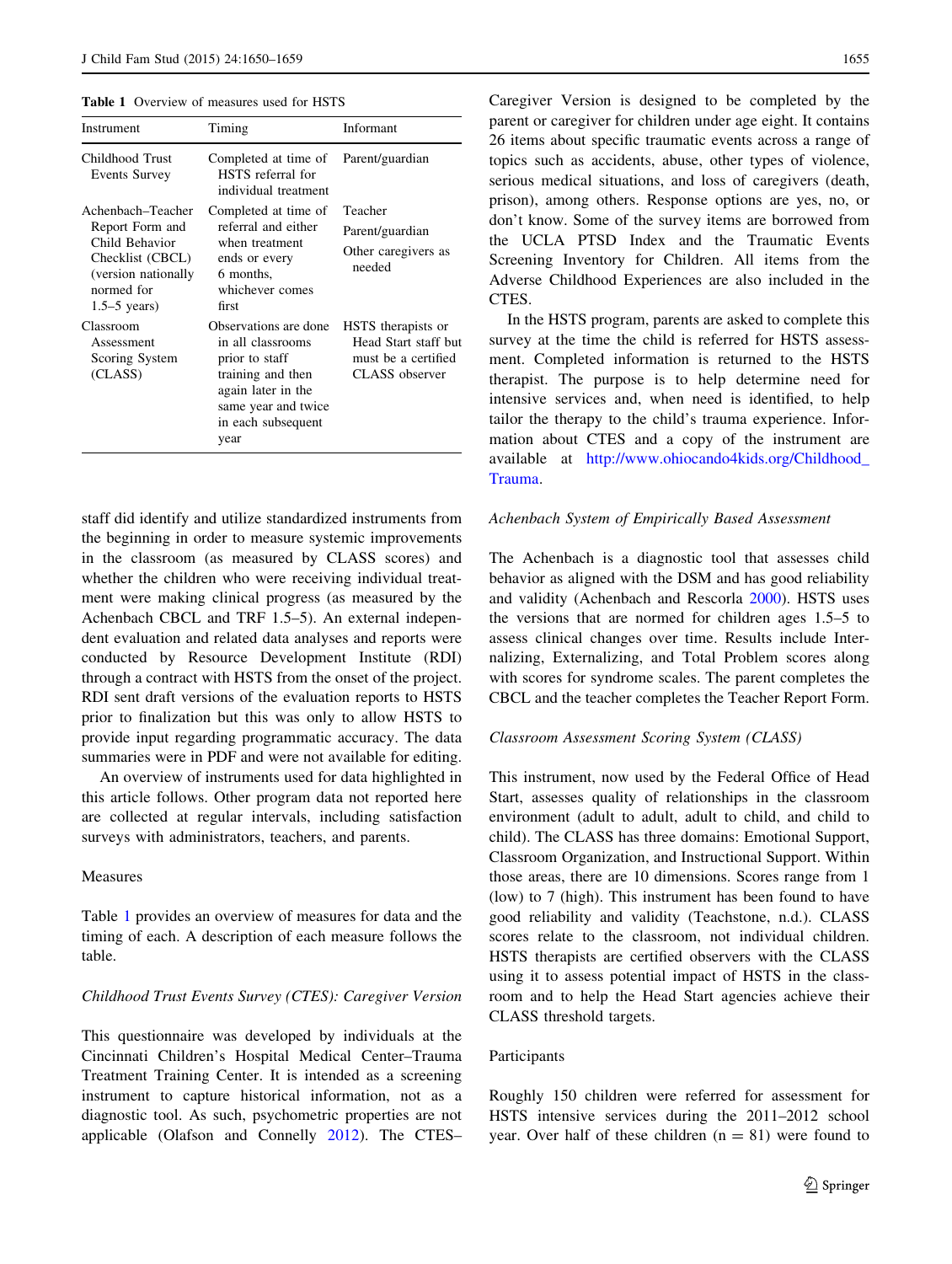Table 1 Overview of measures used for HSTS

| Instrument | Timing | Informant |
| --- | --- | --- |
| Childhood Trust Events Survey | Completed at time of HSTS referral for individual treatment | Parent/guardian |
| Achenbach–Teacher Report Form and Child Behavior Checklist (CBCL) (version nationally normed for 1.5–5 years) | Completed at time of referral and either when treatment ends or every 6 months, whichever comes first | Teacher<br>Parent/guardian<br>Other caregivers as needed |
| Classroom Assessment Scoring System (CLASS) | Observations are done in all classrooms prior to staff training and then again later in the same year and twice in each subsequent year | HSTS therapists or Head Start staff but must be a certified CLASS observer |

staff did identify and utilize standardized instruments from the beginning in order to measure systemic improvements in the classroom (as measured by CLASS scores) and whether the children who were receiving individual treatment were making clinical progress (as measured by the Achenbach CBCL and TRF 1.5–5). An external independent evaluation and related data analyses and reports were conducted by Resource Development Institute (RDI) through a contract with HSTS from the onset of the project. RDI sent draft versions of the evaluation reports to HSTS prior to finalization but this was only to allow HSTS to provide input regarding programmatic accuracy. The data summaries were in PDF and were not available for editing.

An overview of instruments used for data highlighted in this article follows. Other program data not reported here are collected at regular intervals, including satisfaction surveys with administrators, teachers, and parents.

## Measures

Table 1 provides an overview of measures for data and the timing of each. A description of each measure follows the table.

### *Childhood Trust Events Survey (CTES): Caregiver Version*

This questionnaire was developed by individuals at the Cincinnati Children's Hospital Medical Center–Trauma Treatment Training Center. It is intended as a screening instrument to capture historical information, not as a diagnostic tool. As such, psychometric properties are not applicable (Olafson and Connelly 2012). The CTES–Caregiver Version is designed to be completed by the parent or caregiver for children under age eight. It contains 26 items about specific traumatic events across a range of topics such as accidents, abuse, other types of violence, serious medical situations, and loss of caregivers (death, prison), among others. Response options are yes, no, or don't know. Some of the survey items are borrowed from the UCLA PTSD Index and the Traumatic Events Screening Inventory for Children. All items from the Adverse Childhood Experiences are also included in the CTES.

In the HSTS program, parents are asked to complete this survey at the time the child is referred for HSTS assessment. Completed information is returned to the HSTS therapist. The purpose is to help determine need for intensive services and, when need is identified, to help tailor the therapy to the child's trauma experience. Information about CTES and a copy of the instrument are available at http://www.ohiocando4kids.org/Childhood_Trauma.

### *Achenbach System of Empirically Based Assessment*

The Achenbach is a diagnostic tool that assesses child behavior as aligned with the DSM and has good reliability and validity (Achenbach and Rescorla 2000). HSTS uses the versions that are normed for children ages 1.5–5 to assess clinical changes over time. Results include Internalizing, Externalizing, and Total Problem scores along with scores for syndrome scales. The parent completes the CBCL and the teacher completes the Teacher Report Form.

### *Classroom Assessment Scoring System (CLASS)*

This instrument, now used by the Federal Office of Head Start, assesses quality of relationships in the classroom environment (adult to adult, adult to child, and child to child). The CLASS has three domains: Emotional Support, Classroom Organization, and Instructional Support. Within those areas, there are 10 dimensions. Scores range from 1 (low) to 7 (high). This instrument has been found to have good reliability and validity (Teachstone, n.d.). CLASS scores relate to the classroom, not individual children. HSTS therapists are certified observers with the CLASS using it to assess potential impact of HSTS in the classroom and to help the Head Start agencies achieve their CLASS threshold targets.

## Participants

Roughly 150 children were referred for assessment for HSTS intensive services during the 2011–2012 school year. Over half of these children (n = 81) were found to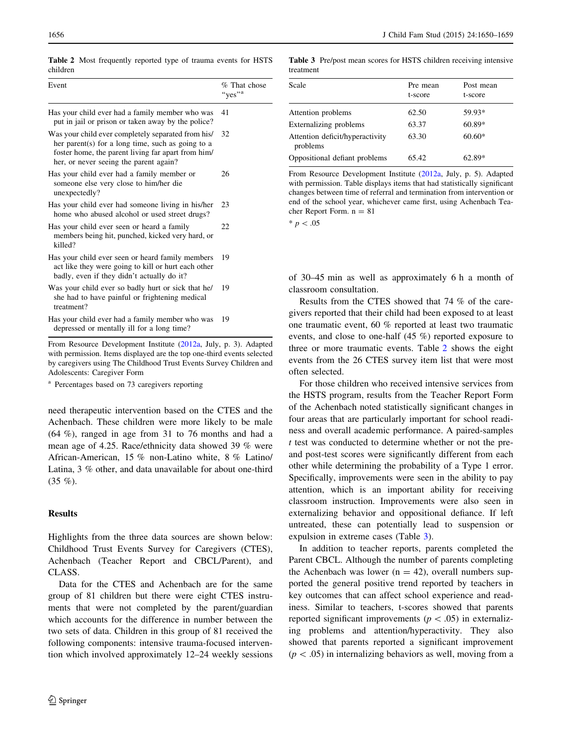**Table 2** Most frequently reported type of trauma events for HSTS children

| Event | % That chose "yes"[a] |
|---|---|
| Has your child ever had a family member who was put in jail or prison or taken away by the police? | 41 |
| Was your child ever completely separated from his/her parent(s) for a long time, such as going to a foster home, the parent living far apart from him/her, or never seeing the parent again? | 32 |
| Has your child ever had a family member or someone else very close to him/her die unexpectedly? | 26 |
| Has your child ever had someone living in his/her home who abused alcohol or used street drugs? | 23 |
| Has your child ever seen or heard a family members being hit, punched, kicked very hard, or killed? | 22 |
| Has your child ever seen or heard family members act like they were going to kill or hurt each other badly, even if they didn't actually do it? | 19 |
| Was your child ever so badly hurt or sick that he/she had to have painful or frightening medical treatment? | 19 |
| Has your child ever had a family member who was depressed or mentally ill for a long time? | 19 |

From Resource Development Institute (2012a, July, p. 3). Adapted with permission. Items displayed are the top one-third events selected by caregivers using The Childhood Trust Events Survey Children and Adolescents: Caregiver Form

[a] Percentages based on 73 caregivers reporting

need therapeutic intervention based on the CTES and the Achenbach. These children were more likely to be male (64 %), ranged in age from 31 to 76 months and had a mean age of 4.25. Race/ethnicity data showed 39 % were African-American, 15 % non-Latino white, 8 % Latino/Latina, 3 % other, and data unavailable for about one-third (35 %).

## Results

Highlights from the three data sources are shown below: Childhood Trust Events Survey for Caregivers (CTES), Achenbach (Teacher Report and CBCL/Parent), and CLASS.

Data for the CTES and Achenbach are for the same group of 81 children but there were eight CTES instruments that were not completed by the parent/guardian which accounts for the difference in number between the two sets of data. Children in this group of 81 received the following components: intensive trauma-focused intervention which involved approximately 12–24 weekly sessions of 30–45 min as well as approximately 6 h a month of classroom consultation.

Results from the CTES showed that 74 % of the caregivers reported that their child had been exposed to at least one traumatic event, 60 % reported at least two traumatic events, and close to one-half (45 %) reported exposure to three or more traumatic events. Table 2 shows the eight events from the 26 CTES survey item list that were most often selected.

For those children who received intensive services from the HSTS program, results from the Teacher Report Form of the Achenbach noted statistically significant changes in four areas that are particularly important for school readiness and overall academic performance. A paired-samples *t* test was conducted to determine whether or not the pre- and post-test scores were significantly different from each other while determining the probability of a Type 1 error. Specifically, improvements were seen in the ability to pay attention, which is an important ability for receiving classroom instruction. Improvements were also seen in externalizing behavior and oppositional defiance. If left untreated, these can potentially lead to suspension or expulsion in extreme cases (Table 3).

**Table 3** Pre/post mean scores for HSTS children receiving intensive treatment

| Scale | Pre mean t-score | Post mean t-score |
|---|---|---|
| Attention problems | 62.50 | 59.93* |
| Externalizing problems | 63.37 | 60.89* |
| Attention deficit/hyperactivity problems | 63.30 | 60.60* |
| Oppositional defiant problems | 65.42 | 62.89* |

From Resource Development Institute (2012a, July, p. 5). Adapted with permission. Table displays items that had statistically significant changes between time of referral and termination from intervention or end of the school year, whichever came first, using Achenbach Teacher Report Form. n = 81

\* $p < .05$

In addition to teacher reports, parents completed the Parent CBCL. Although the number of parents completing the Achenbach was lower (n = 42), overall numbers supported the general positive trend reported by teachers in key outcomes that can affect school experience and readiness. Similar to teachers, t-scores showed that parents reported significant improvements ($p < .05$) in externalizing problems and attention/hyperactivity. They also showed that parents reported a significant improvement ($p < .05$) in internalizing behaviors as well, moving from a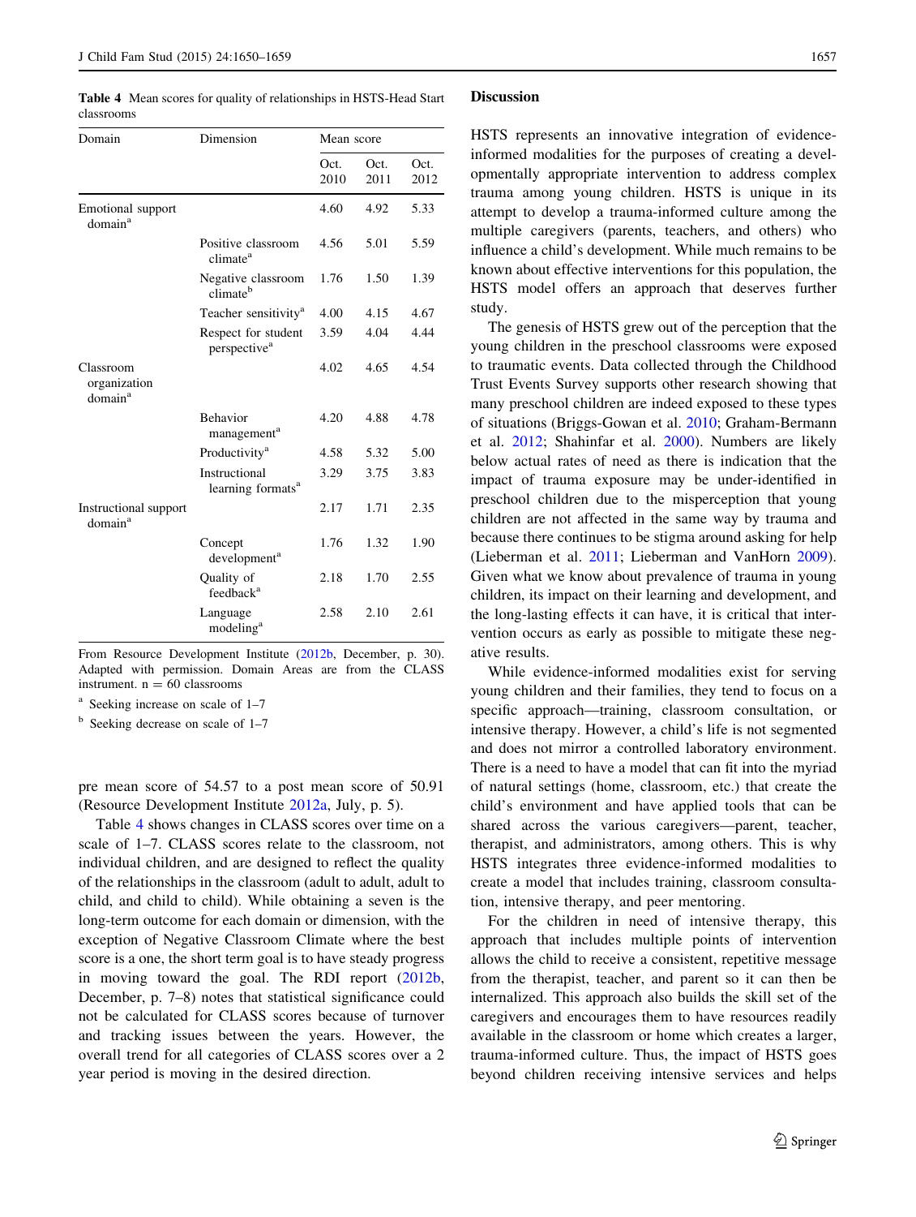**Table 4** Mean scores for quality of relationships in HSTS-Head Start classrooms

| Domain | Dimension | Mean score | | |
|---|---|---|---|---|
| | | Oct. 2010 | Oct. 2011 | Oct. 2012 |
| Emotional support domain[a] | | 4.60 | 4.92 | 5.33 |
| | Positive classroom climate[a] | 4.56 | 5.01 | 5.59 |
| | Negative classroom climate[b] | 1.76 | 1.50 | 1.39 |
| | Teacher sensitivity[a] | 4.00 | 4.15 | 4.67 |
| | Respect for student perspective[a] | 3.59 | 4.04 | 4.44 |
| Classroom organization domain[a] | | 4.02 | 4.65 | 4.54 |
| | Behavior management[a] | 4.20 | 4.88 | 4.78 |
| | Productivity[a] | 4.58 | 5.32 | 5.00 |
| | Instructional learning formats[a] | 3.29 | 3.75 | 3.83 |
| Instructional support domain[a] | | 2.17 | 1.71 | 2.35 |
| | Concept development[a] | 1.76 | 1.32 | 1.90 |
| | Quality of feedback[a] | 2.18 | 1.70 | 2.55 |
| | Language modeling[a] | 2.58 | 2.10 | 2.61 |

From Resource Development Institute (2012b, December, p. 30). Adapted with permission. Domain Areas are from the CLASS instrument. n = 60 classrooms

[a] Seeking increase on scale of 1–7

[b] Seeking decrease on scale of 1–7

pre mean score of 54.57 to a post mean score of 50.91 (Resource Development Institute 2012a, July, p. 5).

Table 4 shows changes in CLASS scores over time on a scale of 1–7. CLASS scores relate to the classroom, not individual children, and are designed to reflect the quality of the relationships in the classroom (adult to adult, adult to child, and child to child). While obtaining a seven is the long-term outcome for each domain or dimension, with the exception of Negative Classroom Climate where the best score is a one, the short term goal is to have steady progress in moving toward the goal. The RDI report (2012b, December, p. 7–8) notes that statistical significance could not be calculated for CLASS scores because of turnover and tracking issues between the years. However, the overall trend for all categories of CLASS scores over a 2 year period is moving in the desired direction.

## Discussion

HSTS represents an innovative integration of evidence-informed modalities for the purposes of creating a developmentally appropriate intervention to address complex trauma among young children. HSTS is unique in its attempt to develop a trauma-informed culture among the multiple caregivers (parents, teachers, and others) who influence a child's development. While much remains to be known about effective interventions for this population, the HSTS model offers an approach that deserves further study.

The genesis of HSTS grew out of the perception that the young children in the preschool classrooms were exposed to traumatic events. Data collected through the Childhood Trust Events Survey supports other research showing that many preschool children are indeed exposed to these types of situations (Briggs-Gowan et al. 2010; Graham-Bermann et al. 2012; Shahinfar et al. 2000). Numbers are likely below actual rates of need as there is indication that the impact of trauma exposure may be under-identified in preschool children due to the misperception that young children are not affected in the same way by trauma and because there continues to be stigma around asking for help (Lieberman et al. 2011; Lieberman and VanHorn 2009). Given what we know about prevalence of trauma in young children, its impact on their learning and development, and the long-lasting effects it can have, it is critical that intervention occurs as early as possible to mitigate these negative results.

While evidence-informed modalities exist for serving young children and their families, they tend to focus on a specific approach—training, classroom consultation, or intensive therapy. However, a child's life is not segmented and does not mirror a controlled laboratory environment. There is a need to have a model that can fit into the myriad of natural settings (home, classroom, etc.) that create the child's environment and have applied tools that can be shared across the various caregivers—parent, teacher, therapist, and administrators, among others. This is why HSTS integrates three evidence-informed modalities to create a model that includes training, classroom consultation, intensive therapy, and peer mentoring.

For the children in need of intensive therapy, this approach that includes multiple points of intervention allows the child to receive a consistent, repetitive message from the therapist, teacher, and parent so it can then be internalized. This approach also builds the skill set of the caregivers and encourages them to have resources readily available in the classroom or home which creates a larger, trauma-informed culture. Thus, the impact of HSTS goes beyond children receiving intensive services and helps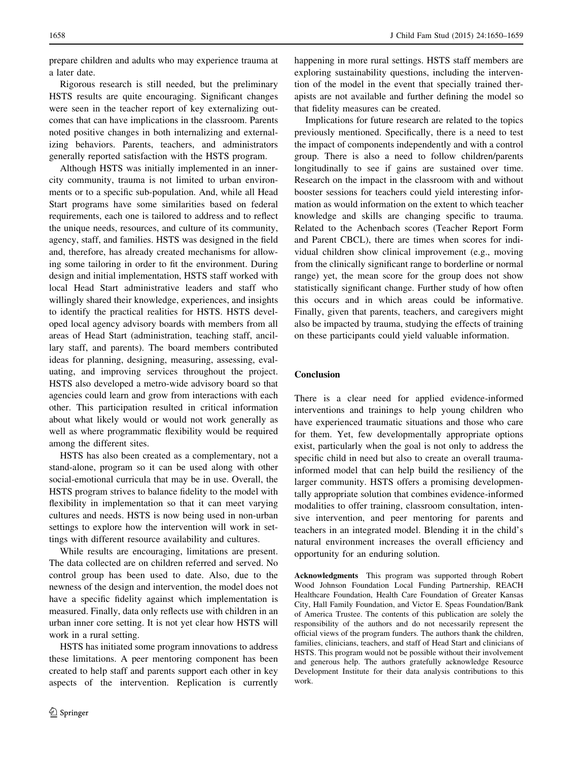prepare children and adults who may experience trauma at a later date.

Rigorous research is still needed, but the preliminary HSTS results are quite encouraging. Significant changes were seen in the teacher report of key externalizing outcomes that can have implications in the classroom. Parents noted positive changes in both internalizing and externalizing behaviors. Parents, teachers, and administrators generally reported satisfaction with the HSTS program.

Although HSTS was initially implemented in an inner-city community, trauma is not limited to urban environments or to a specific sub-population. And, while all Head Start programs have some similarities based on federal requirements, each one is tailored to address and to reflect the unique needs, resources, and culture of its community, agency, staff, and families. HSTS was designed in the field and, therefore, has already created mechanisms for allowing some tailoring in order to fit the environment. During design and initial implementation, HSTS staff worked with local Head Start administrative leaders and staff who willingly shared their knowledge, experiences, and insights to identify the practical realities for HSTS. HSTS developed local agency advisory boards with members from all areas of Head Start (administration, teaching staff, ancillary staff, and parents). The board members contributed ideas for planning, designing, measuring, assessing, evaluating, and improving services throughout the project. HSTS also developed a metro-wide advisory board so that agencies could learn and grow from interactions with each other. This participation resulted in critical information about what likely would or would not work generally as well as where programmatic flexibility would be required among the different sites.

HSTS has also been created as a complementary, not a stand-alone, program so it can be used along with other social-emotional curricula that may be in use. Overall, the HSTS program strives to balance fidelity to the model with flexibility in implementation so that it can meet varying cultures and needs. HSTS is now being used in non-urban settings to explore how the intervention will work in settings with different resource availability and cultures.

While results are encouraging, limitations are present. The data collected are on children referred and served. No control group has been used to date. Also, due to the newness of the design and intervention, the model does not have a specific fidelity against which implementation is measured. Finally, data only reflects use with children in an urban inner core setting. It is not yet clear how HSTS will work in a rural setting.

HSTS has initiated some program innovations to address these limitations. A peer mentoring component has been created to help staff and parents support each other in key aspects of the intervention. Replication is currently happening in more rural settings. HSTS staff members are exploring sustainability questions, including the intervention of the model in the event that specially trained therapists are not available and further defining the model so that fidelity measures can be created.

Implications for future research are related to the topics previously mentioned. Specifically, there is a need to test the impact of components independently and with a control group. There is also a need to follow children/parents longitudinally to see if gains are sustained over time. Research on the impact in the classroom with and without booster sessions for teachers could yield interesting information as would information on the extent to which teacher knowledge and skills are changing specific to trauma. Related to the Achenbach scores (Teacher Report Form and Parent CBCL), there are times when scores for individual children show clinical improvement (e.g., moving from the clinically significant range to borderline or normal range) yet, the mean score for the group does not show statistically significant change. Further study of how often this occurs and in which areas could be informative. Finally, given that parents, teachers, and caregivers might also be impacted by trauma, studying the effects of training on these participants could yield valuable information.

## Conclusion

There is a clear need for applied evidence-informed interventions and trainings to help young children who have experienced traumatic situations and those who care for them. Yet, few developmentally appropriate options exist, particularly when the goal is not only to address the specific child in need but also to create an overall trauma-informed model that can help build the resiliency of the larger community. HSTS offers a promising developmentally appropriate solution that combines evidence-informed modalities to offer training, classroom consultation, intensive intervention, and peer mentoring for parents and teachers in an integrated model. Blending it in the child's natural environment increases the overall efficiency and opportunity for an enduring solution.

**Acknowledgments** This program was supported through Robert Wood Johnson Foundation Local Funding Partnership, REACH Healthcare Foundation, Health Care Foundation of Greater Kansas City, Hall Family Foundation, and Victor E. Speas Foundation/Bank of America Trustee. The contents of this publication are solely the responsibility of the authors and do not necessarily represent the official views of the program funders. The authors thank the children, families, clinicians, teachers, and staff of Head Start and clinicians of HSTS. This program would not be possible without their involvement and generous help. The authors gratefully acknowledge Resource Development Institute for their data analysis contributions to this work.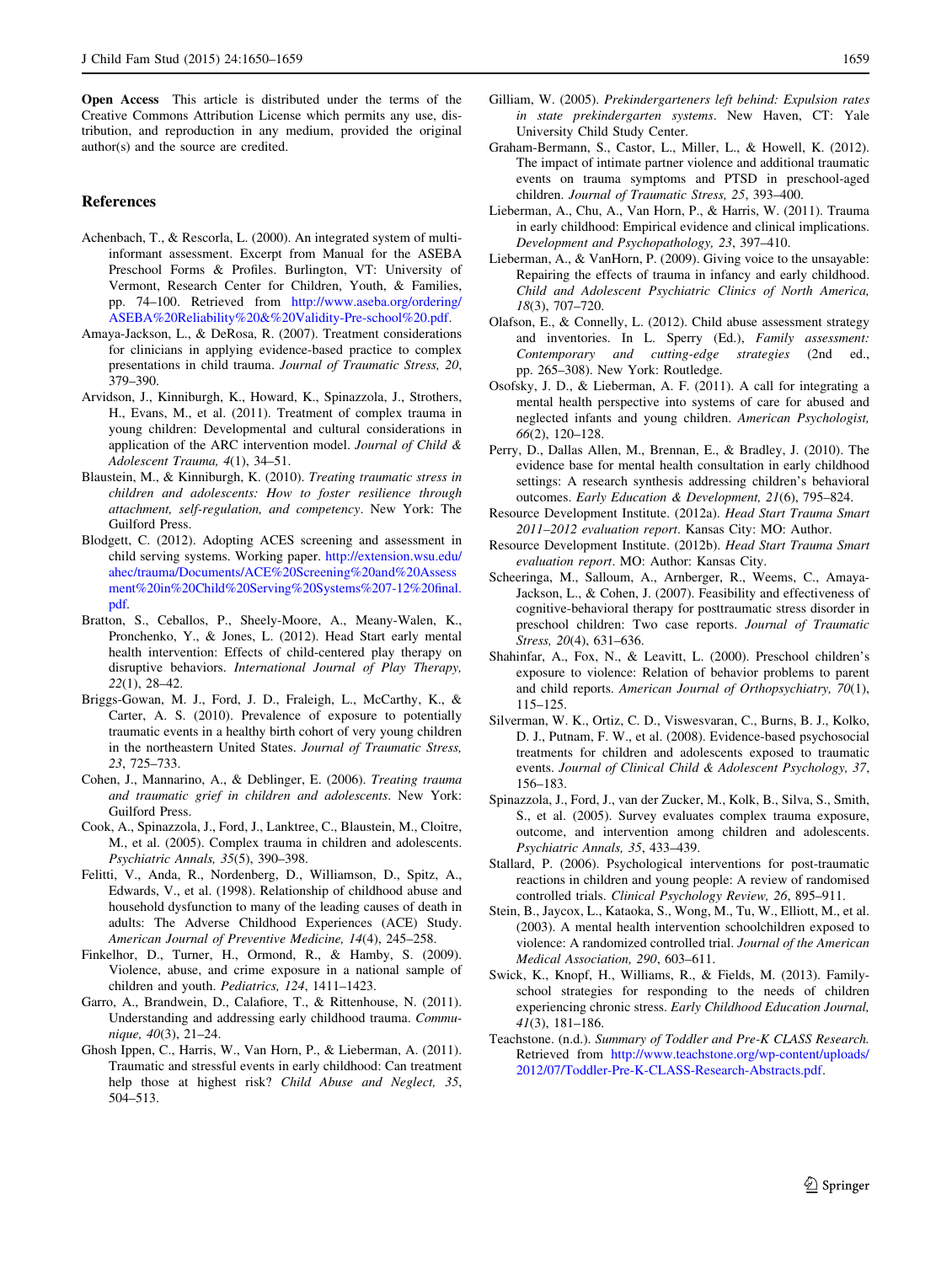**Open Access** This article is distributed under the terms of the Creative Commons Attribution License which permits any use, distribution, and reproduction in any medium, provided the original author(s) and the source are credited.

## References

Achenbach, T., & Rescorla, L. (2000). An integrated system of multi-informant assessment. Excerpt from Manual for the ASEBA Preschool Forms & Profiles. Burlington, VT: University of Vermont, Research Center for Children, Youth, & Families, pp. 74–100. Retrieved from http://www.aseba.org/ordering/ASEBA%20Reliability%20&%20Validity-Pre-school%20.pdf.

Amaya-Jackson, L., & DeRosa, R. (2007). Treatment considerations for clinicians in applying evidence-based practice to complex presentations in child trauma. *Journal of Traumatic Stress, 20*, 379–390.

Arvidson, J., Kinniburgh, K., Howard, K., Spinazzola, J., Strothers, H., Evans, M., et al. (2011). Treatment of complex trauma in young children: Developmental and cultural considerations in application of the ARC intervention model. *Journal of Child & Adolescent Trauma, 4*(1), 34–51.

Blaustein, M., & Kinniburgh, K. (2010). *Treating traumatic stress in children and adolescents: How to foster resilience through attachment, self-regulation, and competency*. New York: The Guilford Press.

Blodgett, C. (2012). Adopting ACES screening and assessment in child serving systems. Working paper. http://extension.wsu.edu/ahec/trauma/Documents/ACE%20Screening%20and%20Assessment%20in%20Child%20Serving%20Systems%207-12%20final.pdf.

Bratton, S., Ceballos, P., Sheely-Moore, A., Meany-Walen, K., Pronchenko, Y., & Jones, L. (2012). Head Start early mental health intervention: Effects of child-centered play therapy on disruptive behaviors. *International Journal of Play Therapy, 22*(1), 28–42.

Briggs-Gowan, M. J., Ford, J. D., Fraleigh, L., McCarthy, K., & Carter, A. S. (2010). Prevalence of exposure to potentially traumatic events in a healthy birth cohort of very young children in the northeastern United States. *Journal of Traumatic Stress, 23*, 725–733.

Cohen, J., Mannarino, A., & Deblinger, E. (2006). *Treating trauma and traumatic grief in children and adolescents*. New York: Guilford Press.

Cook, A., Spinazzola, J., Ford, J., Lanktree, C., Blaustein, M., Cloitre, M., et al. (2005). Complex trauma in children and adolescents. *Psychiatric Annals, 35*(5), 390–398.

Felitti, V., Anda, R., Nordenberg, D., Williamson, D., Spitz, A., Edwards, V., et al. (1998). Relationship of childhood abuse and household dysfunction to many of the leading causes of death in adults: The Adverse Childhood Experiences (ACE) Study. *American Journal of Preventive Medicine, 14*(4), 245–258.

Finkelhor, D., Turner, H., Ormond, R., & Hamby, S. (2009). Violence, abuse, and crime exposure in a national sample of children and youth. *Pediatrics, 124*, 1411–1423.

Garro, A., Brandwein, D., Calafiore, T., & Rittenhouse, N. (2011). Understanding and addressing early childhood trauma. *Communique, 40*(3), 21–24.

Ghosh Ippen, C., Harris, W., Van Horn, P., & Lieberman, A. (2011). Traumatic and stressful events in early childhood: Can treatment help those at highest risk? *Child Abuse and Neglect, 35*, 504–513.

Gilliam, W. (2005). *Prekindergarteners left behind: Expulsion rates in state prekindergarten systems*. New Haven, CT: Yale University Child Study Center.

Graham-Bermann, S., Castor, L., Miller, L., & Howell, K. (2012). The impact of intimate partner violence and additional traumatic events on trauma symptoms and PTSD in preschool-aged children. *Journal of Traumatic Stress, 25*, 393–400.

Lieberman, A., Chu, A., Van Horn, P., & Harris, W. (2011). Trauma in early childhood: Empirical evidence and clinical implications. *Development and Psychopathology, 23*, 397–410.

Lieberman, A., & VanHorn, P. (2009). Giving voice to the unsayable: Repairing the effects of trauma in infancy and early childhood. *Child and Adolescent Psychiatric Clinics of North America, 18*(3), 707–720.

Olafson, E., & Connelly, L. (2012). Child abuse assessment strategy and inventories. In L. Sperry (Ed.), *Family assessment: Contemporary and cutting-edge strategies* (2nd ed., pp. 265–308). New York: Routledge.

Osofsky, J. D., & Lieberman, A. F. (2011). A call for integrating a mental health perspective into systems of care for abused and neglected infants and young children. *American Psychologist, 66*(2), 120–128.

Perry, D., Dallas Allen, M., Brennan, E., & Bradley, J. (2010). The evidence base for mental health consultation in early childhood settings: A research synthesis addressing children's behavioral outcomes. *Early Education & Development, 21*(6), 795–824.

Resource Development Institute. (2012a). *Head Start Trauma Smart 2011–2012 evaluation report*. Kansas City: MO: Author.

Resource Development Institute. (2012b). *Head Start Trauma Smart evaluation report*. MO: Author: Kansas City.

Scheeringa, M., Salloum, A., Arnberger, R., Weems, C., Amaya-Jackson, L., & Cohen, J. (2007). Feasibility and effectiveness of cognitive-behavioral therapy for posttraumatic stress disorder in preschool children: Two case reports. *Journal of Traumatic Stress, 20*(4), 631–636.

Shahinfar, A., Fox, N., & Leavitt, L. (2000). Preschool children's exposure to violence: Relation of behavior problems to parent and child reports. *American Journal of Orthopsychiatry, 70*(1), 115–125.

Silverman, W. K., Ortiz, C. D., Viswesvaran, C., Burns, B. J., Kolko, D. J., Putnam, F. W., et al. (2008). Evidence-based psychosocial treatments for children and adolescents exposed to traumatic events. *Journal of Clinical Child & Adolescent Psychology, 37*, 156–183.

Spinazzola, J., Ford, J., van der Zucker, M., Kolk, B., Silva, S., Smith, S., et al. (2005). Survey evaluates complex trauma exposure, outcome, and intervention among children and adolescents. *Psychiatric Annals, 35*, 433–439.

Stallard, P. (2006). Psychological interventions for post-traumatic reactions in children and young people: A review of randomised controlled trials. *Clinical Psychology Review, 26*, 895–911.

Stein, B., Jaycox, L., Kataoka, S., Wong, M., Tu, W., Elliott, M., et al. (2003). A mental health intervention schoolchildren exposed to violence: A randomized controlled trial. *Journal of the American Medical Association, 290*, 603–611.

Swick, K., Knopf, H., Williams, R., & Fields, M. (2013). Family-school strategies for responding to the needs of children experiencing chronic stress. *Early Childhood Education Journal, 41*(3), 181–186.

Teachstone. (n.d.). *Summary of Toddler and Pre-K CLASS Research*. Retrieved from http://www.teachstone.org/wp-content/uploads/2012/07/Toddler-Pre-K-CLASS-Research-Abstracts.pdf.